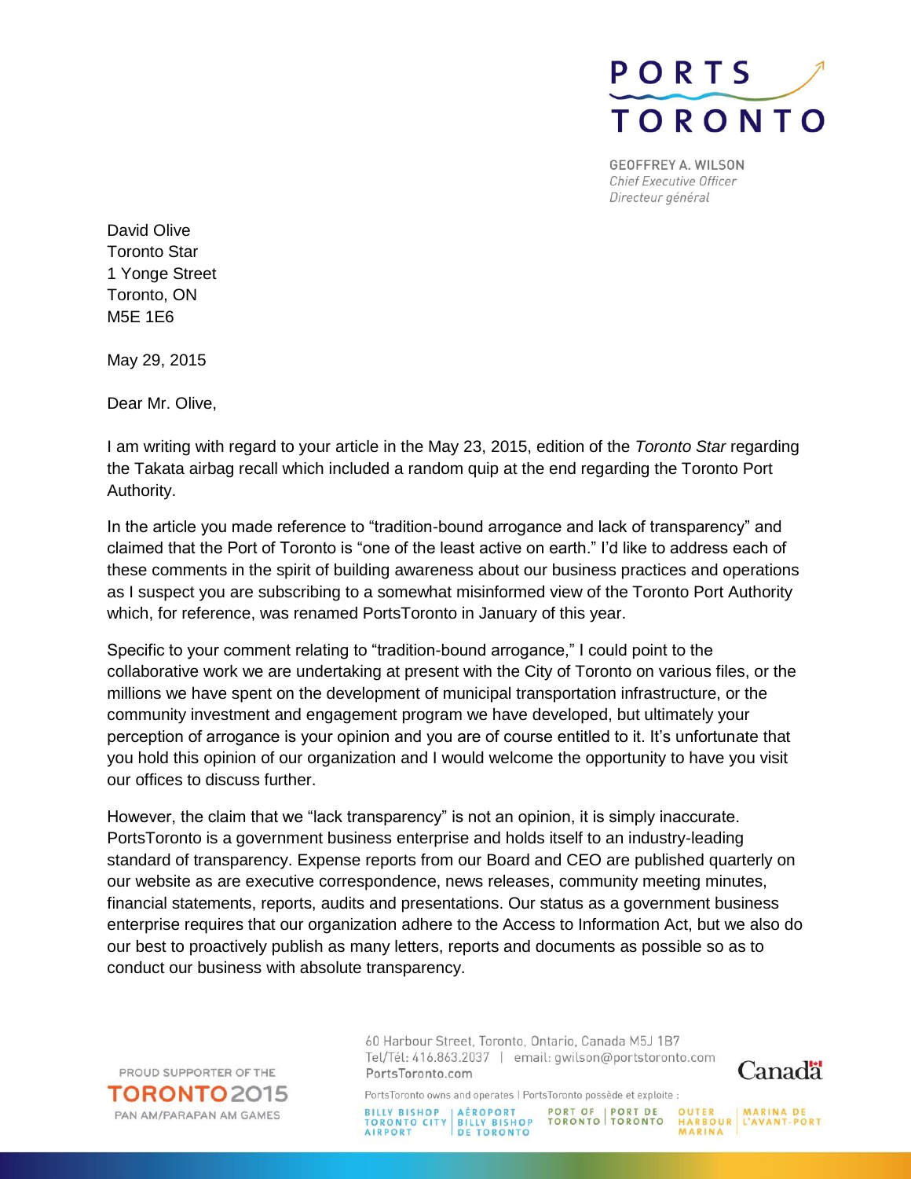PORTS TORONTO

GEOFFREY A. WILSON
*Chief Executive Officer*
*Directeur général*

David Olive
Toronto Star
1 Yonge Street
Toronto, ON
M5E 1E6

May 29, 2015

Dear Mr. Olive,

I am writing with regard to your article in the May 23, 2015, edition of the *Toronto Star* regarding the Takata airbag recall which included a random quip at the end regarding the Toronto Port Authority.

In the article you made reference to "tradition-bound arrogance and lack of transparency" and claimed that the Port of Toronto is "one of the least active on earth." I'd like to address each of these comments in the spirit of building awareness about our business practices and operations as I suspect you are subscribing to a somewhat misinformed view of the Toronto Port Authority which, for reference, was renamed PortsToronto in January of this year.

Specific to your comment relating to "tradition-bound arrogance," I could point to the collaborative work we are undertaking at present with the City of Toronto on various files, or the millions we have spent on the development of municipal transportation infrastructure, or the community investment and engagement program we have developed, but ultimately your perception of arrogance is your opinion and you are of course entitled to it. It's unfortunate that you hold this opinion of our organization and I would welcome the opportunity to have you visit our offices to discuss further.

However, the claim that we "lack transparency" is not an opinion, it is simply inaccurate. PortsToronto is a government business enterprise and holds itself to an industry-leading standard of transparency. Expense reports from our Board and CEO are published quarterly on our website as are executive correspondence, news releases, community meeting minutes, financial statements, reports, audits and presentations. Our status as a government business enterprise requires that our organization adhere to the Access to Information Act, but we also do our best to proactively publish as many letters, reports and documents as possible so as to conduct our business with absolute transparency.

PROUD SUPPORTER OF THE TORONTO 2015 PAN AM/PARAPAN AM GAMES

60 Harbour Street, Toronto, Ontario, Canada M5J 1B7
Tel/Tél: 416.863.2037 | email: gwilson@portstoronto.com
PortsToronto.com

PortsToronto owns and operates | PortsToronto possède et exploite :
BILLY BISHOP TORONTO CITY AIRPORT | AÉROPORT BILLY BISHOP DE TORONTO | PORT OF TORONTO | PORT DE TORONTO | OUTER HARBOUR MARINA | MARINA DE L'AVANT-PORT

Canada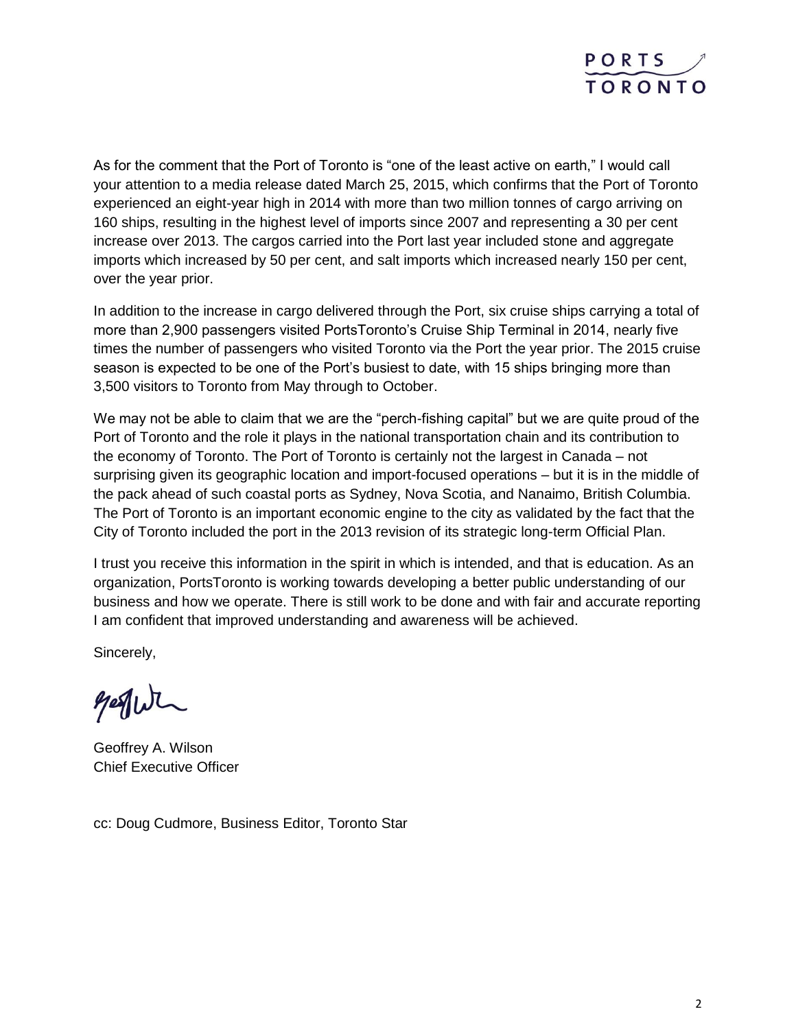As for the comment that the Port of Toronto is "one of the least active on earth," I would call your attention to a media release dated March 25, 2015, which confirms that the Port of Toronto experienced an eight-year high in 2014 with more than two million tonnes of cargo arriving on 160 ships, resulting in the highest level of imports since 2007 and representing a 30 per cent increase over 2013. The cargos carried into the Port last year included stone and aggregate imports which increased by 50 per cent, and salt imports which increased nearly 150 per cent, over the year prior.

In addition to the increase in cargo delivered through the Port, six cruise ships carrying a total of more than 2,900 passengers visited PortsToronto's Cruise Ship Terminal in 2014, nearly five times the number of passengers who visited Toronto via the Port the year prior. The 2015 cruise season is expected to be one of the Port's busiest to date, with 15 ships bringing more than 3,500 visitors to Toronto from May through to October.

We may not be able to claim that we are the "perch-fishing capital" but we are quite proud of the Port of Toronto and the role it plays in the national transportation chain and its contribution to the economy of Toronto. The Port of Toronto is certainly not the largest in Canada – not surprising given its geographic location and import-focused operations – but it is in the middle of the pack ahead of such coastal ports as Sydney, Nova Scotia, and Nanaimo, British Columbia. The Port of Toronto is an important economic engine to the city as validated by the fact that the City of Toronto included the port in the 2013 revision of its strategic long-term Official Plan.

I trust you receive this information in the spirit in which is intended, and that is education. As an organization, PortsToronto is working towards developing a better public understanding of our business and how we operate. There is still work to be done and with fair and accurate reporting I am confident that improved understanding and awareness will be achieved.

Sincerely,

Geoffrey A. Wilson
Chief Executive Officer

cc: Doug Cudmore, Business Editor, Toronto Star